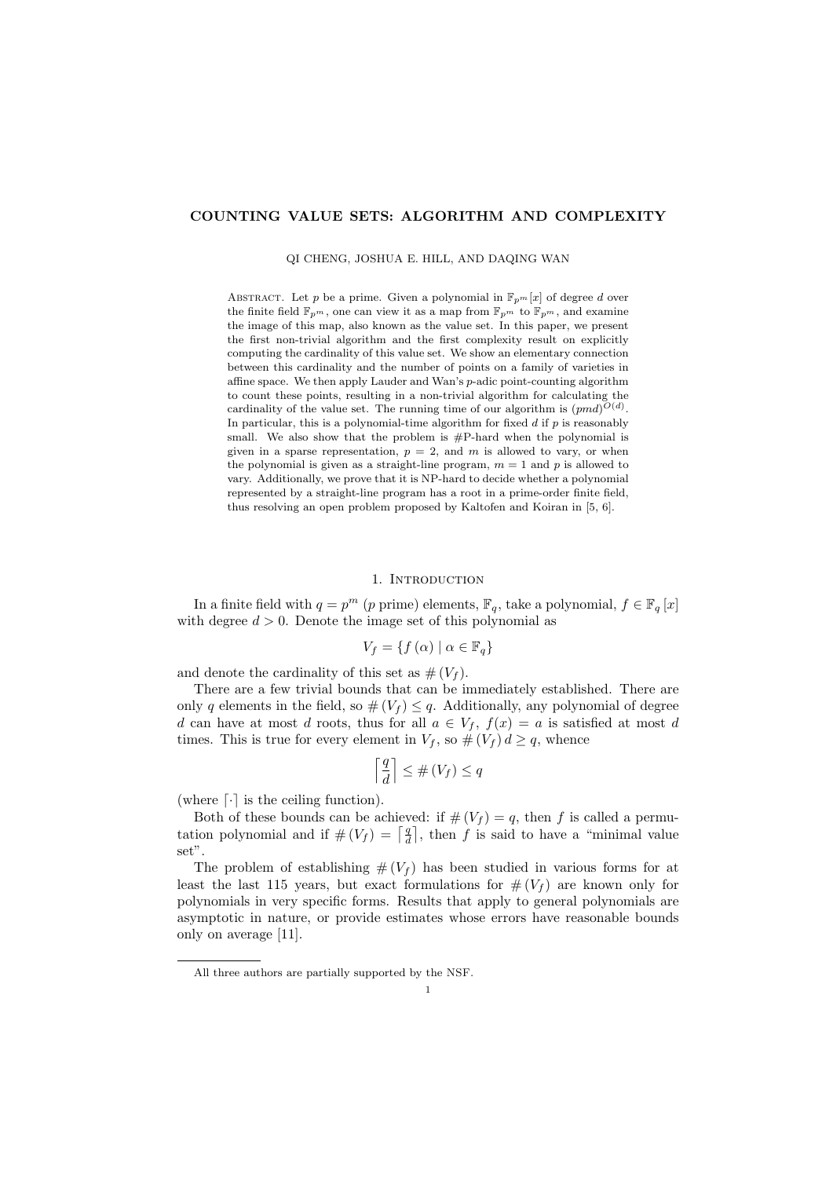# COUNTING VALUE SETS: ALGORITHM AND COMPLEXITY

QI CHENG, JOSHUA E. HILL, AND DAQING WAN

Abstract. Let $p$ be a prime. Given a polynomial in $\mathbb{F}_{p^m}[x]$ of degree $d$ over the finite field $\mathbb{F}_{p^m}$, one can view it as a map from $\mathbb{F}_{p^m}$ to $\mathbb{F}_{p^m}$, and examine the image of this map, also known as the value set. In this paper, we present the first non-trivial algorithm and the first complexity result on explicitly computing the cardinality of this value set. We show an elementary connection between this cardinality and the number of points on a family of varieties in affine space. We then apply Lauder and Wan's $p$-adic point-counting algorithm to count these points, resulting in a non-trivial algorithm for calculating the cardinality of the value set. The running time of our algorithm is $(pmd)^{O(d)}$. In particular, this is a polynomial-time algorithm for fixed $d$ if $p$ is reasonably small. We also show that the problem is #P-hard when the polynomial is given in a sparse representation, $p = 2$, and $m$ is allowed to vary, or when the polynomial is given as a straight-line program, $m = 1$ and $p$ is allowed to vary. Additionally, we prove that it is NP-hard to decide whether a polynomial represented by a straight-line program has a root in a prime-order finite field, thus resolving an open problem proposed by Kaltofen and Koiran in [5, 6].

## 1. Introduction

In a finite field with $q = p^m$ ($p$ prime) elements, $\mathbb{F}_q$, take a polynomial, $f \in \mathbb{F}_q[x]$ with degree $d > 0$. Denote the image set of this polynomial as

$$V_f = \{f(\alpha) \mid \alpha \in \mathbb{F}_q\}$$

and denote the cardinality of this set as $\#(V_f)$.

There are a few trivial bounds that can be immediately established. There are only $q$ elements in the field, so $\#(V_f) \leq q$. Additionally, any polynomial of degree $d$ can have at most $d$ roots, thus for all $a \in V_f$, $f(x) = a$ is satisfied at most $d$ times. This is true for every element in $V_f$, so $\#(V_f)\, d \geq q$, whence

$$\left\lceil \frac{q}{d} \right\rceil \leq \#(V_f) \leq q$$

(where $\lceil \cdot \rceil$ is the ceiling function).

Both of these bounds can be achieved: if $\#(V_f) = q$, then $f$ is called a permutation polynomial and if $\#(V_f) = \left\lceil \frac{q}{d} \right\rceil$, then $f$ is said to have a "minimal value set".

The problem of establishing $\#(V_f)$ has been studied in various forms for at least the last 115 years, but exact formulations for $\#(V_f)$ are known only for polynomials in very specific forms. Results that apply to general polynomials are asymptotic in nature, or provide estimates whose errors have reasonable bounds only on average [11].

All three authors are partially supported by the NSF.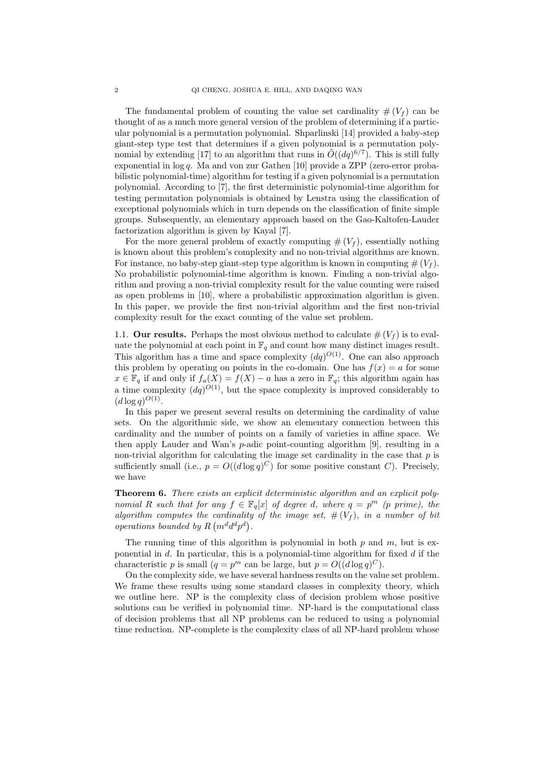The fundamental problem of counting the value set cardinality $\#(V_f)$ can be thought of as a much more general version of the problem of determining if a particular polynomial is a permutation polynomial. Shparlinski [14] provided a baby-step giant-step type test that determines if a given polynomial is a permutation polynomial by extending [17] to an algorithm that runs in $\tilde{O}((dq)^{6/7})$. This is still fully exponential in $\log q$. Ma and von zur Gathen [10] provide a ZPP (zero-error probabilistic polynomial-time) algorithm for testing if a given polynomial is a permutation polynomial. According to [7], the first deterministic polynomial-time algorithm for testing permutation polynomials is obtained by Lenstra using the classification of exceptional polynomials which in turn depends on the classification of finite simple groups. Subsequently, an elementary approach based on the Gao-Kaltofen-Lauder factorization algorithm is given by Kayal [7].

For the more general problem of exactly computing $\#(V_f)$, essentially nothing is known about this problem's complexity and no non-trivial algorithms are known. For instance, no baby-step giant-step type algorithm is known in computing $\#(V_f)$. No probabilistic polynomial-time algorithm is known. Finding a non-trivial algorithm and proving a non-trivial complexity result for the value counting were raised as open problems in [10], where a probabilistic approximation algorithm is given. In this paper, we provide the first non-trivial algorithm and the first non-trivial complexity result for the exact counting of the value set problem.

## 1.1. Our results.

Perhaps the most obvious method to calculate $\#(V_f)$ is to evaluate the polynomial at each point in $\mathbb{F}_q$ and count how many distinct images result. This algorithm has a time and space complexity $(dq)^{O(1)}$. One can also approach this problem by operating on points in the co-domain. One has $f(x) = a$ for some $x \in \mathbb{F}_q$ if and only if $f_a(X) = f(X) - a$ has a zero in $\mathbb{F}_q$; this algorithm again has a time complexity $(dq)^{O(1)}$, but the space complexity is improved considerably to $(d \log q)^{O(1)}$.

In this paper we present several results on determining the cardinality of value sets. On the algorithmic side, we show an elementary connection between this cardinality and the number of points on a family of varieties in affine space. We then apply Lauder and Wan's $p$-adic point-counting algorithm [9], resulting in a non-trivial algorithm for calculating the image set cardinality in the case that $p$ is sufficiently small (i.e., $p = O((d \log q)^C)$ for some positive constant $C$). Precisely, we have

**Theorem 6.** *There exists an explicit deterministic algorithm and an explicit polynomial $R$ such that for any $f \in \mathbb{F}_q[x]$ of degree $d$, where $q = p^m$ ($p$ prime), the algorithm computes the cardinality of the image set, $\#(V_f)$, in a number of bit operations bounded by $R\left(m^d d^d p^d\right)$.*

The running time of this algorithm is polynomial in both $p$ and $m$, but is exponential in $d$. In particular, this is a polynomial-time algorithm for fixed $d$ if the characteristic $p$ is small ($q = p^m$ can be large, but $p = O((d \log q)^C)$.

On the complexity side, we have several hardness results on the value set problem. We frame these results using some standard classes in complexity theory, which we outline here. NP is the complexity class of decision problem whose positive solutions can be verified in polynomial time. NP-hard is the computational class of decision problems that all NP problems can be reduced to using a polynomial time reduction. NP-complete is the complexity class of all NP-hard problem whose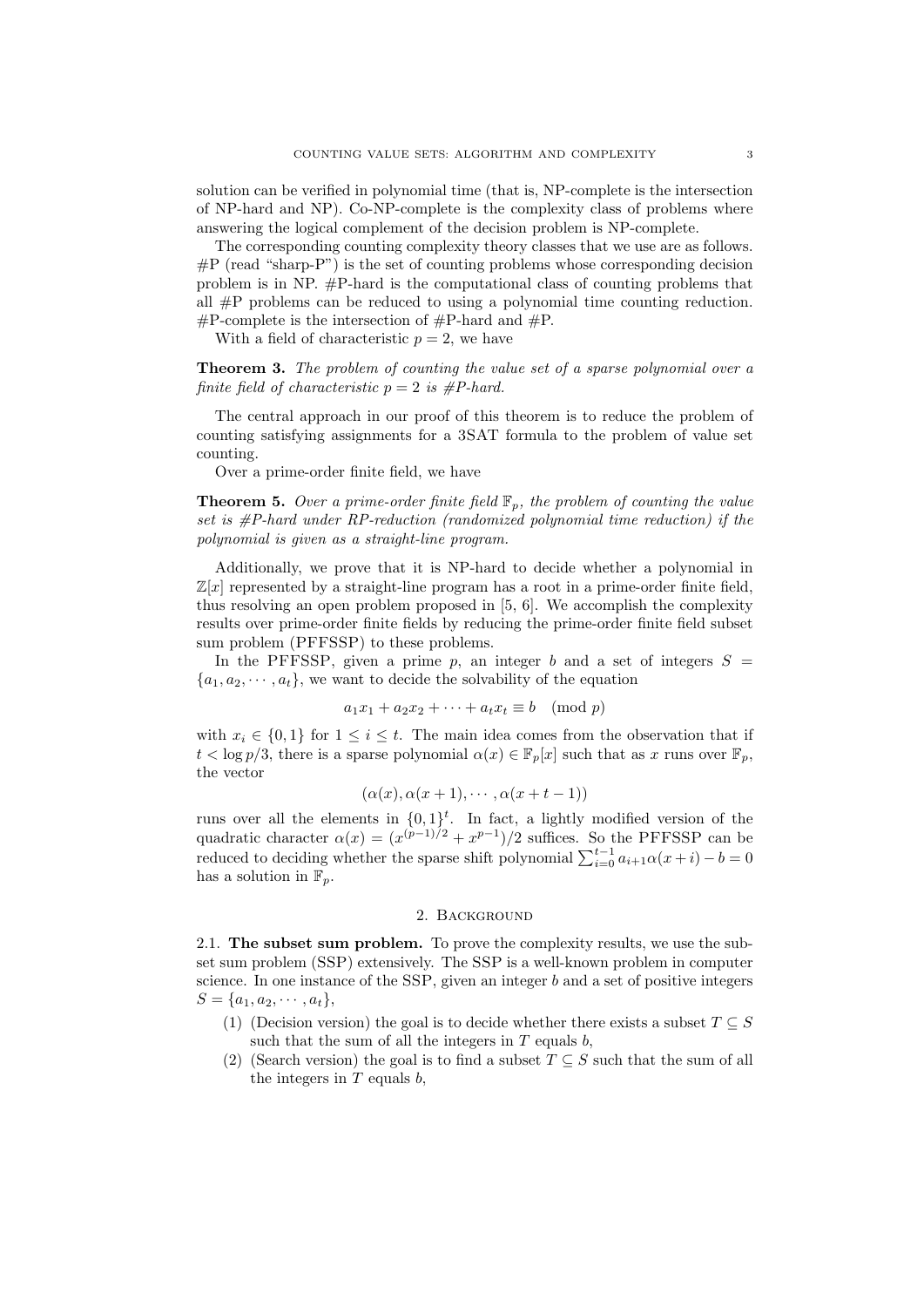solution can be verified in polynomial time (that is, NP-complete is the intersection of NP-hard and NP). Co-NP-complete is the complexity class of problems where answering the logical complement of the decision problem is NP-complete.

The corresponding counting complexity theory classes that we use are as follows. #P (read "sharp-P") is the set of counting problems whose corresponding decision problem is in NP. #P-hard is the computational class of counting problems that all #P problems can be reduced to using a polynomial time counting reduction. #P-complete is the intersection of #P-hard and #P.

With a field of characteristic $p = 2$, we have

**Theorem 3.** *The problem of counting the value set of a sparse polynomial over a finite field of characteristic $p = 2$ is #P-hard.*

The central approach in our proof of this theorem is to reduce the problem of counting satisfying assignments for a 3SAT formula to the problem of value set counting.

Over a prime-order finite field, we have

**Theorem 5.** *Over a prime-order finite field $\mathbb{F}_p$, the problem of counting the value set is #P-hard under RP-reduction (randomized polynomial time reduction) if the polynomial is given as a straight-line program.*

Additionally, we prove that it is NP-hard to decide whether a polynomial in $\mathbb{Z}[x]$ represented by a straight-line program has a root in a prime-order finite field, thus resolving an open problem proposed in [5, 6]. We accomplish the complexity results over prime-order finite fields by reducing the prime-order finite field subset sum problem (PFFSSP) to these problems.

In the PFFSSP, given a prime $p$, an integer $b$ and a set of integers $S = \{a_1, a_2, \cdots, a_t\}$, we want to decide the solvability of the equation

$$a_1x_1 + a_2x_2 + \cdots + a_tx_t \equiv b \pmod p$$

with $x_i \in \{0, 1\}$ for $1 \leq i \leq t$. The main idea comes from the observation that if $t < \log p/3$, there is a sparse polynomial $\alpha(x) \in \mathbb{F}_p[x]$ such that as $x$ runs over $\mathbb{F}_p$, the vector

$$(\alpha(x), \alpha(x+1), \cdots, \alpha(x+t-1))$$

runs over all the elements in $\{0, 1\}^t$. In fact, a lightly modified version of the quadratic character $\alpha(x) = (x^{(p-1)/2} + x^{p-1})/2$ suffices. So the PFFSSP can be reduced to deciding whether the sparse shift polynomial $\sum_{i=0}^{t-1} a_{i+1}\alpha(x+i) - b = 0$ has a solution in $\mathbb{F}_p$.

## 2. Background

**2.1. The subset sum problem.** To prove the complexity results, we use the subset sum problem (SSP) extensively. The SSP is a well-known problem in computer science. In one instance of the SSP, given an integer $b$ and a set of positive integers $S = \{a_1, a_2, \cdots, a_t\}$,

1. (Decision version) the goal is to decide whether there exists a subset $T \subseteq S$ such that the sum of all the integers in $T$ equals $b$,
2. (Search version) the goal is to find a subset $T \subseteq S$ such that the sum of all the integers in $T$ equals $b$,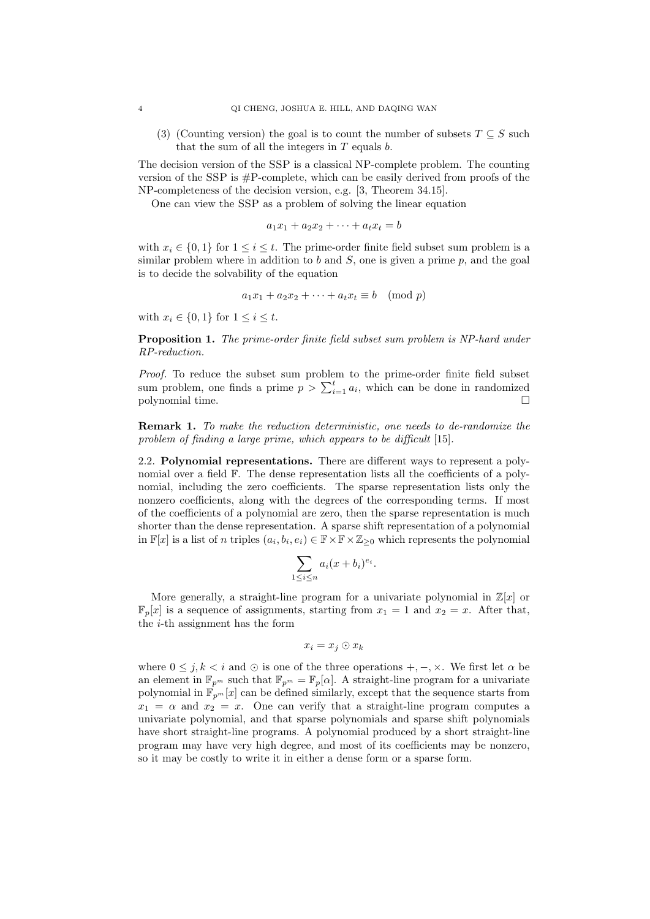(3) (Counting version) the goal is to count the number of subsets $T \subseteq S$ such that the sum of all the integers in $T$ equals $b$.

The decision version of the SSP is a classical NP-complete problem. The counting version of the SSP is #P-complete, which can be easily derived from proofs of the NP-completeness of the decision version, e.g. [3, Theorem 34.15].

One can view the SSP as a problem of solving the linear equation

$$a_1x_1 + a_2x_2 + \cdots + a_tx_t = b$$

with $x_i \in \{0, 1\}$ for $1 \le i \le t$. The prime-order finite field subset sum problem is a similar problem where in addition to $b$ and $S$, one is given a prime $p$, and the goal is to decide the solvability of the equation

$$a_1x_1 + a_2x_2 + \cdots + a_tx_t \equiv b \pmod{p}$$

with $x_i \in \{0, 1\}$ for $1 \le i \le t$.

**Proposition 1.** *The prime-order finite field subset sum problem is NP-hard under RP-reduction.*

*Proof.* To reduce the subset sum problem to the prime-order finite field subset sum problem, one finds a prime $p > \sum_{i=1}^{t} a_i$, which can be done in randomized polynomial time. □

**Remark 1.** *To make the reduction deterministic, one needs to de-randomize the problem of finding a large prime, which appears to be difficult* [15].

### 2.2. Polynomial representations.

There are different ways to represent a polynomial over a field $\mathbb{F}$. The dense representation lists all the coefficients of a polynomial, including the zero coefficients. The sparse representation lists only the nonzero coefficients, along with the degrees of the corresponding terms. If most of the coefficients of a polynomial are zero, then the sparse representation is much shorter than the dense representation. A sparse shift representation of a polynomial in $\mathbb{F}[x]$ is a list of $n$ triples $(a_i, b_i, e_i) \in \mathbb{F} \times \mathbb{F} \times \mathbb{Z}_{\ge 0}$ which represents the polynomial

$$\sum_{1 \le i \le n} a_i(x + b_i)^{e_i}.$$

More generally, a straight-line program for a univariate polynomial in $\mathbb{Z}[x]$ or $\mathbb{F}_p[x]$ is a sequence of assignments, starting from $x_1 = 1$ and $x_2 = x$. After that, the $i$-th assignment has the form

$$x_i = x_j \odot x_k$$

where $0 \le j, k < i$ and $\odot$ is one of the three operations $+, -, \times$. We first let $\alpha$ be an element in $\mathbb{F}_{p^m}$ such that $\mathbb{F}_{p^m} = \mathbb{F}_p[\alpha]$. A straight-line program for a univariate polynomial in $\mathbb{F}_{p^m}[x]$ can be defined similarly, except that the sequence starts from $x_1 = \alpha$ and $x_2 = x$. One can verify that a straight-line program computes a univariate polynomial, and that sparse polynomials and sparse shift polynomials have short straight-line programs. A polynomial produced by a short straight-line program may have very high degree, and most of its coefficients may be nonzero, so it may be costly to write it in either a dense form or a sparse form.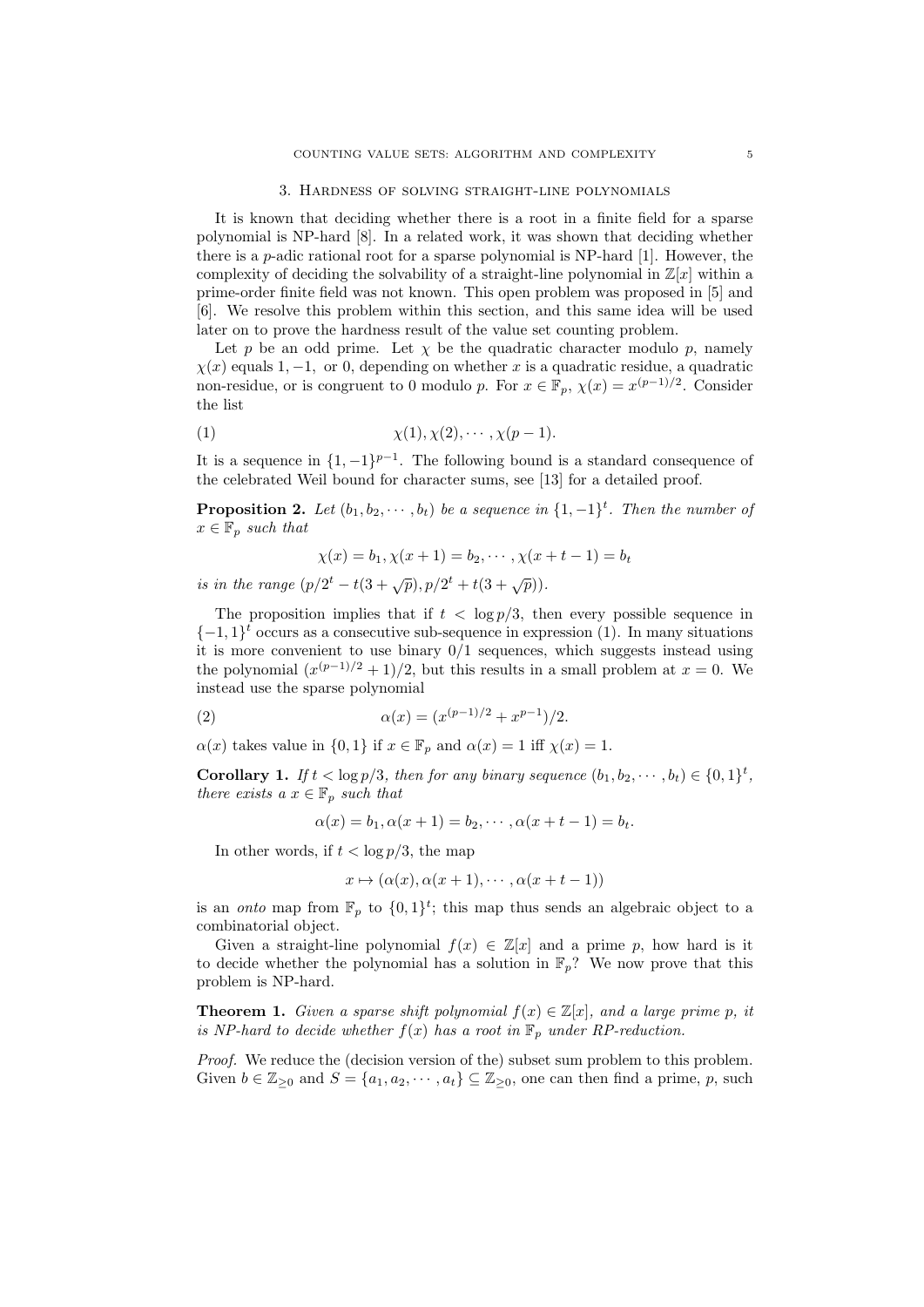## 3. Hardness of solving straight-line polynomials

It is known that deciding whether there is a root in a finite field for a sparse polynomial is NP-hard [8]. In a related work, it was shown that deciding whether there is a $p$-adic rational root for a sparse polynomial is NP-hard [1]. However, the complexity of deciding the solvability of a straight-line polynomial in $\mathbb{Z}[x]$ within a prime-order finite field was not known. This open problem was proposed in [5] and [6]. We resolve this problem within this section, and this same idea will be used later on to prove the hardness result of the value set counting problem.

Let $p$ be an odd prime. Let $\chi$ be the quadratic character modulo $p$, namely $\chi(x)$ equals $1, -1,$ or $0$, depending on whether $x$ is a quadratic residue, a quadratic non-residue, or is congruent to 0 modulo $p$. For $x \in \mathbb{F}_p$, $\chi(x) = x^{(p-1)/2}$. Consider the list

$$\chi(1), \chi(2), \cdots, \chi(p-1). \tag{1}$$

It is a sequence in $\{1, -1\}^{p-1}$. The following bound is a standard consequence of the celebrated Weil bound for character sums, see [13] for a detailed proof.

**Proposition 2.** *Let $(b_1, b_2, \cdots, b_t)$ be a sequence in $\{1, -1\}^t$. Then the number of $x \in \mathbb{F}_p$ such that*

$$\chi(x) = b_1, \chi(x+1) = b_2, \cdots, \chi(x+t-1) = b_t$$

*is in the range $(p/2^t - t(3 + \sqrt{p}), p/2^t + t(3 + \sqrt{p}))$.*

The proposition implies that if $t < \log p/3$, then every possible sequence in $\{-1, 1\}^t$ occurs as a consecutive sub-sequence in expression (1). In many situations it is more convenient to use binary $0/1$ sequences, which suggests instead using the polynomial $(x^{(p-1)/2} + 1)/2$, but this results in a small problem at $x = 0$. We instead use the sparse polynomial

$$\alpha(x) = (x^{(p-1)/2} + x^{p-1})/2. \tag{2}$$

$\alpha(x)$ takes value in $\{0, 1\}$ if $x \in \mathbb{F}_p$ and $\alpha(x) = 1$ iff $\chi(x) = 1$.

**Corollary 1.** *If $t < \log p/3$, then for any binary sequence $(b_1, b_2, \cdots, b_t) \in \{0, 1\}^t$, there exists a $x \in \mathbb{F}_p$ such that*

$$\alpha(x) = b_1, \alpha(x+1) = b_2, \cdots, \alpha(x+t-1) = b_t.$$

In other words, if $t < \log p/3$, the map

$$x \mapsto (\alpha(x), \alpha(x+1), \cdots, \alpha(x+t-1))$$

is an *onto* map from $\mathbb{F}_p$ to $\{0, 1\}^t$; this map thus sends an algebraic object to a combinatorial object.

Given a straight-line polynomial $f(x) \in \mathbb{Z}[x]$ and a prime $p$, how hard is it to decide whether the polynomial has a solution in $\mathbb{F}_p$? We now prove that this problem is NP-hard.

**Theorem 1.** *Given a sparse shift polynomial $f(x) \in \mathbb{Z}[x]$, and a large prime $p$, it is NP-hard to decide whether $f(x)$ has a root in $\mathbb{F}_p$ under RP-reduction.*

*Proof.* We reduce the (decision version of the) subset sum problem to this problem. Given $b \in \mathbb{Z}_{\geq 0}$ and $S = \{a_1, a_2, \cdots, a_t\} \subseteq \mathbb{Z}_{\geq 0}$, one can then find a prime, $p$, such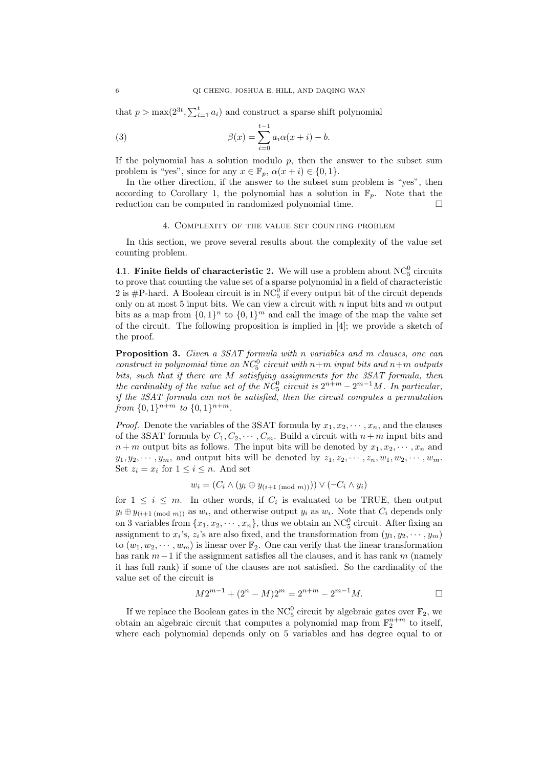that $p > \max(2^{3t}, \sum_{i=1}^{t} a_i)$ and construct a sparse shift polynomial

$$\beta(x) = \sum_{i=0}^{t-1} a_i \alpha(x+i) - b. \tag{3}$$

If the polynomial has a solution modulo $p$, then the answer to the subset sum problem is "yes", since for any $x \in \mathbb{F}_p$, $\alpha(x+i) \in \{0,1\}$.

In the other direction, if the answer to the subset sum problem is "yes", then according to Corollary 1, the polynomial has a solution in $\mathbb{F}_p$. Note that the reduction can be computed in randomized polynomial time. □

## 4. Complexity of the value set counting problem

In this section, we prove several results about the complexity of the value set counting problem.

### 4.1. Finite fields of characteristic 2.

We will use a problem about $\mathrm{NC}_5^0$ circuits to prove that counting the value set of a sparse polynomial in a field of characteristic 2 is #P-hard. A Boolean circuit is in $\mathrm{NC}_5^0$ if every output bit of the circuit depends only on at most 5 input bits. We can view a circuit with $n$ input bits and $m$ output bits as a map from $\{0,1\}^n$ to $\{0,1\}^m$ and call the image of the map the value set of the circuit. The following proposition is implied in [4]; we provide a sketch of the proof.

**Proposition 3.** *Given a 3SAT formula with $n$ variables and $m$ clauses, one can construct in polynomial time an $NC_5^0$ circuit with $n+m$ input bits and $n+m$ outputs bits, such that if there are $M$ satisfying assignments for the 3SAT formula, then the cardinality of the value set of the $NC_5^0$ circuit is $2^{n+m} - 2^{m-1}M$. In particular, if the 3SAT formula can not be satisfied, then the circuit computes a permutation from $\{0,1\}^{n+m}$ to $\{0,1\}^{n+m}$.*

*Proof.* Denote the variables of the 3SAT formula by $x_1, x_2, \cdots, x_n$, and the clauses of the 3SAT formula by $C_1, C_2, \cdots, C_m$. Build a circuit with $n+m$ input bits and $n+m$ output bits as follows. The input bits will be denoted by $x_1, x_2, \cdots, x_n$ and $y_1, y_2, \cdots, y_m$, and output bits will be denoted by $z_1, z_2, \cdots, z_n, w_1, w_2, \cdots, w_m$. Set $z_i = x_i$ for $1 \le i \le n$. And set

$$w_i = (C_i \wedge (y_i \oplus y_{(i+1 \pmod m)})) \vee (\neg C_i \wedge y_i)$$

for $1 \le i \le m$. In other words, if $C_i$ is evaluated to be TRUE, then output $y_i \oplus y_{(i+1 \pmod m)}$ as $w_i$, and otherwise output $y_i$ as $w_i$. Note that $C_i$ depends only on 3 variables from $\{x_1, x_2, \cdots, x_n\}$, thus we obtain an $\mathrm{NC}_5^0$ circuit. After fixing an assignment to $x_i$'s, $z_i$'s are also fixed, and the transformation from $(y_1, y_2, \cdots, y_m)$ to $(w_1, w_2, \cdots, w_m)$ is linear over $\mathbb{F}_2$. One can verify that the linear transformation has rank $m-1$ if the assignment satisfies all the clauses, and it has rank $m$ (namely it has full rank) if some of the clauses are not satisfied. So the cardinality of the value set of the circuit is

$$M2^{m-1} + (2^n - M)2^m = 2^{n+m} - 2^{m-1}M.$$

□

If we replace the Boolean gates in the $\mathrm{NC}_5^0$ circuit by algebraic gates over $\mathbb{F}_2$, we obtain an algebraic circuit that computes a polynomial map from $\mathbb{F}_2^{n+m}$ to itself, where each polynomial depends only on 5 variables and has degree equal to or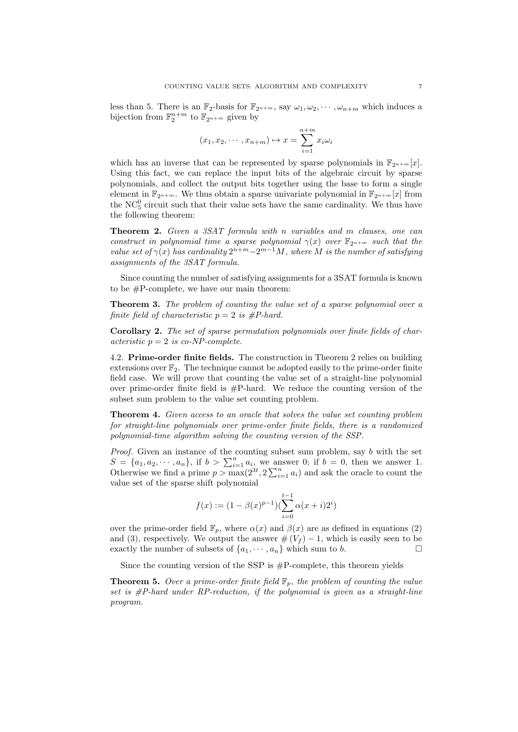less than 5. There is an $\mathbb{F}_2$-basis for $\mathbb{F}_{2^{n+m}}$, say $\omega_1, \omega_2, \cdots, \omega_{n+m}$ which induces a bijection from $\mathbb{F}_2^{n+m}$ to $\mathbb{F}_{2^{n+m}}$ given by

$$(x_1, x_2, \cdots, x_{n+m}) \mapsto x = \sum_{i=1}^{n+m} x_i \omega_i$$

which has an inverse that can be represented by sparse polynomials in $\mathbb{F}_{2^{n+m}}[x]$. Using this fact, we can replace the input bits of the algebraic circuit by sparse polynomials, and collect the output bits together using the base to form a single element in $\mathbb{F}_{2^{n+m}}$. We thus obtain a sparse univariate polynomial in $\mathbb{F}_{2^{n+m}}[x]$ from the $\mathrm{NC}_5^0$ circuit such that their value sets have the same cardinality. We thus have the following theorem:

**Theorem 2.** *Given a 3SAT formula with $n$ variables and $m$ clauses, one can construct in polynomial time a sparse polynomial $\gamma(x)$ over $\mathbb{F}_{2^{n+m}}$ such that the value set of $\gamma(x)$ has cardinality $2^{n+m} - 2^{m-1}M$, where $M$ is the number of satisfying assignments of the 3SAT formula.*

Since counting the number of satisfying assignments for a 3SAT formula is known to be #P-complete, we have our main theorem:

**Theorem 3.** *The problem of counting the value set of a sparse polynomial over a finite field of characteristic $p = 2$ is #P-hard.*

**Corollary 2.** *The set of sparse permutation polynomials over finite fields of characteristic $p = 2$ is co-NP-complete.*

4.2. **Prime-order finite fields.** The construction in Theorem 2 relies on building extensions over $\mathbb{F}_2$. The technique cannot be adopted easily to the prime-order finite field case. We will prove that counting the value set of a straight-line polynomial over prime-order finite field is #P-hard. We reduce the counting version of the subset sum problem to the value set counting problem.

**Theorem 4.** *Given access to an oracle that solves the value set counting problem for straight-line polynomials over prime-order finite fields, there is a randomized polynomial-time algorithm solving the counting version of the SSP.*

*Proof.* Given an instance of the counting subset sum problem, say $b$ with the set $S = \{a_1, a_2, \cdots, a_n\}$, if $b > \sum_{i=1}^{n} a_i$, we answer 0; if $b = 0$, then we answer 1. Otherwise we find a prime $p > \max(2^{3t}, 2\sum_{i=1}^{n} a_i)$ and ask the oracle to count the value set of the sparse shift polynomial

$$f(x) := (1 - \beta(x)^{p-1})(\sum_{i=0}^{t-1} \alpha(x+i)2^i)$$

over the prime-order field $\mathbb{F}_p$, where $\alpha(x)$ and $\beta(x)$ are as defined in equations (2) and (3), respectively. We output the answer $\#(V_f) - 1$, which is easily seen to be exactly the number of subsets of $\{a_1, \cdots, a_n\}$ which sum to $b$. $\square$

Since the counting version of the SSP is #P-complete, this theorem yields

**Theorem 5.** *Over a prime-order finite field $\mathbb{F}_p$, the problem of counting the value set is #P-hard under RP-reduction, if the polynomial is given as a straight-line program.*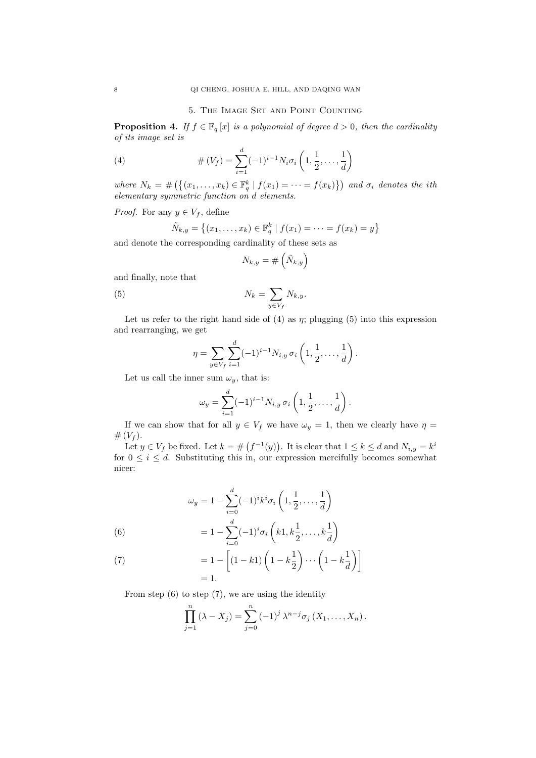## 5. The Image Set and Point Counting

**Proposition 4.** *If $f \in \mathbb{F}_q[x]$ is a polynomial of degree $d > 0$, then the cardinality of its image set is*

$$\#\left(V_f\right) = \sum_{i=1}^{d} (-1)^{i-1} N_i \sigma_i \left(1, \frac{1}{2}, \ldots, \frac{1}{d}\right) \tag{4}$$

*where $N_k = \#\left(\left\{(x_1, \ldots, x_k) \in \mathbb{F}_q^k \mid f(x_1) = \cdots = f(x_k)\right\}\right)$ and $\sigma_i$ denotes the ith elementary symmetric function on $d$ elements.*

*Proof.* For any $y \in V_f$, define

$$\tilde{N}_{k,y} = \left\{(x_1, \ldots, x_k) \in \mathbb{F}_q^k \mid f(x_1) = \cdots = f(x_k) = y\right\}$$

and denote the corresponding cardinality of these sets as

$$N_{k,y} = \#\left(\tilde{N}_{k,y}\right)$$

and finally, note that

$$N_k = \sum_{y \in V_f} N_{k,y}. \tag{5}$$

Let us refer to the right hand side of (4) as $\eta$; plugging (5) into this expression and rearranging, we get

$$\eta = \sum_{y \in V_f} \sum_{i=1}^{d} (-1)^{i-1} N_{i,y} \, \sigma_i \left(1, \frac{1}{2}, \ldots, \frac{1}{d}\right).$$

Let us call the inner sum $\omega_y$, that is:

$$\omega_y = \sum_{i=1}^{d} (-1)^{i-1} N_{i,y} \, \sigma_i \left(1, \frac{1}{2}, \ldots, \frac{1}{d}\right).$$

If we can show that for all $y \in V_f$ we have $\omega_y = 1$, then we clearly have $\eta = \#\left(V_f\right)$.

Let $y \in V_f$ be fixed. Let $k = \#\left(f^{-1}(y)\right)$. It is clear that $1 \leq k \leq d$ and $N_{i,y} = k^i$ for $0 \leq i \leq d$. Substituting this in, our expression mercifully becomes somewhat nicer:

$$\begin{aligned}
\omega_y &= 1 - \sum_{i=0}^{d} (-1)^i k^i \sigma_i \left(1, \frac{1}{2}, \ldots, \frac{1}{d}\right) \\
&= 1 - \sum_{i=0}^{d} (-1)^i \sigma_i \left(k1, k\frac{1}{2}, \ldots, k\frac{1}{d}\right) && (6) \\
&= 1 - \left[(1 - k1)\left(1 - k\frac{1}{2}\right) \cdots \left(1 - k\frac{1}{d}\right)\right] && (7) \\
&= 1.
\end{aligned}$$

From step (6) to step (7), we are using the identity

$$\prod_{j=1}^{n} \left(\lambda - X_j\right) = \sum_{j=0}^{n} (-1)^j \lambda^{n-j} \sigma_j \left(X_1, \ldots, X_n\right).$$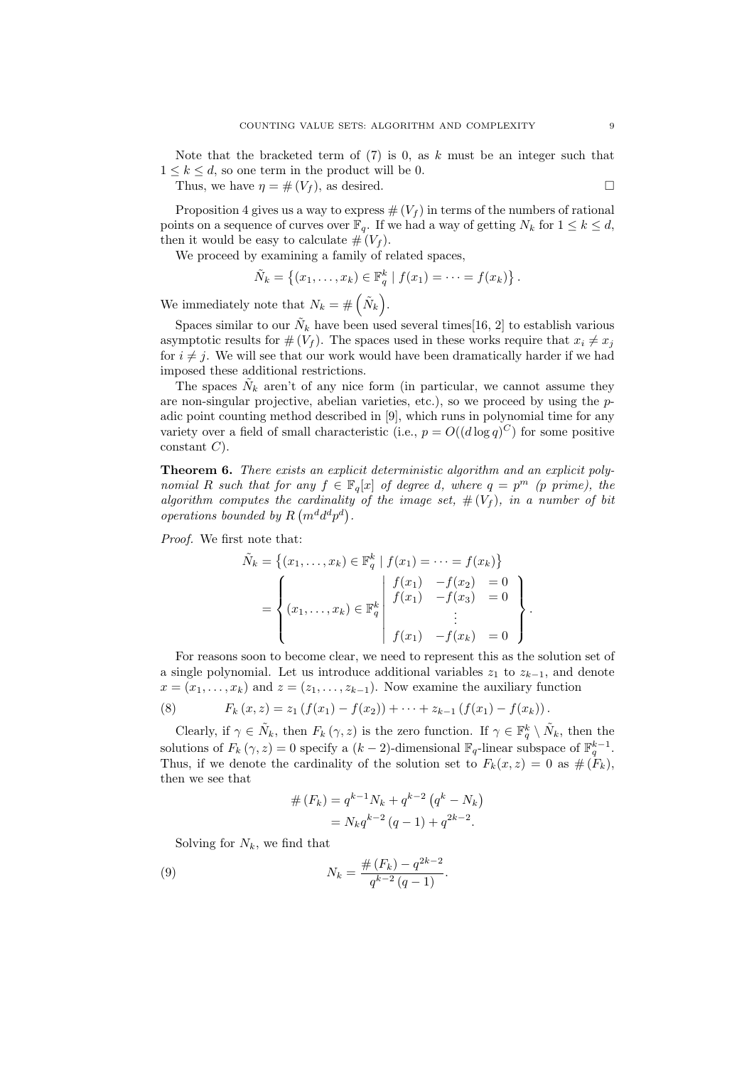Note that the bracketed term of (7) is 0, as $k$ must be an integer such that $1 \le k \le d$, so one term in the product will be 0.

Thus, we have $\eta = \#(V_f)$, as desired. $\square$

Proposition 4 gives us a way to express $\#(V_f)$ in terms of the numbers of rational points on a sequence of curves over $\mathbb{F}_q$. If we had a way of getting $N_k$ for $1 \le k \le d$, then it would be easy to calculate $\#(V_f)$.

We proceed by examining a family of related spaces,

$$\tilde{N}_k = \left\{(x_1, \ldots, x_k) \in \mathbb{F}_q^k \mid f(x_1) = \cdots = f(x_k)\right\}.$$

We immediately note that $N_k = \#\left(\tilde{N}_k\right)$.

Spaces similar to our $\tilde{N}_k$ have been used several times[16, 2] to establish various asymptotic results for $\#(V_f)$. The spaces used in these works require that $x_i \neq x_j$ for $i \neq j$. We will see that our work would have been dramatically harder if we had imposed these additional restrictions.

The spaces $\tilde{N}_k$ aren't of any nice form (in particular, we cannot assume they are non-singular projective, abelian varieties, etc.), so we proceed by using the $p$-adic point counting method described in [9], which runs in polynomial time for any variety over a field of small characteristic (i.e., $p = O((d \log q)^C)$ for some positive constant $C$).

**Theorem 6.** *There exists an explicit deterministic algorithm and an explicit polynomial $R$ such that for any $f \in \mathbb{F}_q[x]$ of degree $d$, where $q = p^m$ ($p$ prime), the algorithm computes the cardinality of the image set, $\#(V_f)$, in a number of bit operations bounded by $R\left(m^d d^d p^d\right)$.*

*Proof.* We first note that:

$$\tilde{N}_k = \left\{(x_1, \ldots, x_k) \in \mathbb{F}_q^k \mid f(x_1) = \cdots = f(x_k)\right\}$$
$$= \left\{ (x_1, \ldots, x_k) \in \mathbb{F}_q^k \;\middle|\; \begin{array}{lll} f(x_1) & -f(x_2) & = 0 \\ f(x_1) & -f(x_3) & = 0 \\ & \vdots & \\ f(x_1) & -f(x_k) & = 0 \end{array} \right\}.$$

For reasons soon to become clear, we need to represent this as the solution set of a single polynomial. Let us introduce additional variables $z_1$ to $z_{k-1}$, and denote $x = (x_1, \ldots, x_k)$ and $z = (z_1, \ldots, z_{k-1})$. Now examine the auxiliary function

$$F_k(x, z) = z_1 \left(f(x_1) - f(x_2)\right) + \cdots + z_{k-1}\left(f(x_1) - f(x_k)\right). \tag{8}$$

Clearly, if $\gamma \in \tilde{N}_k$, then $F_k(\gamma, z)$ is the zero function. If $\gamma \in \mathbb{F}_q^k \setminus \tilde{N}_k$, then the solutions of $F_k(\gamma, z) = 0$ specify a $(k-2)$-dimensional $\mathbb{F}_q$-linear subspace of $\mathbb{F}_q^{k-1}$. Thus, if we denote the cardinality of the solution set to $F_k(x, z) = 0$ as $\#(F_k)$, then we see that

$$\begin{aligned} \#(F_k) &= q^{k-1} N_k + q^{k-2}\left(q^k - N_k\right) \\ &= N_k q^{k-2}(q-1) + q^{2k-2}. \end{aligned}$$

Solving for $N_k$, we find that

$$N_k = \frac{\#(F_k) - q^{2k-2}}{q^{k-2}(q-1)}. \tag{9}$$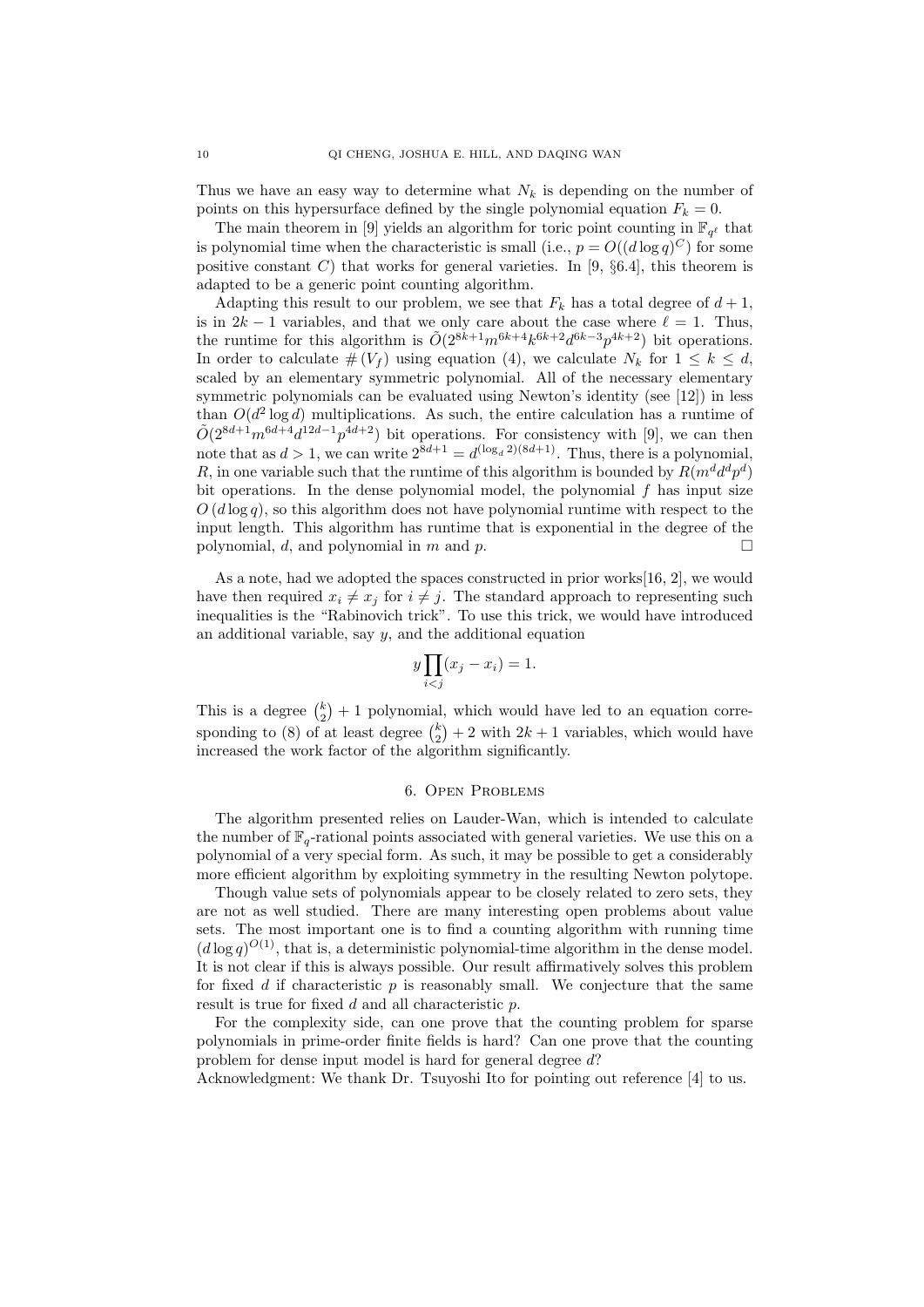Thus we have an easy way to determine what $N_k$ is depending on the number of points on this hypersurface defined by the single polynomial equation $F_k = 0$.

The main theorem in [9] yields an algorithm for toric point counting in $\mathbb{F}_{q^\ell}$ that is polynomial time when the characteristic is small (i.e., $p = O((d \log q)^C)$ for some positive constant $C$) that works for general varieties. In [9, §6.4], this theorem is adapted to be a generic point counting algorithm.

Adapting this result to our problem, we see that $F_k$ has a total degree of $d+1$, is in $2k-1$ variables, and that we only care about the case where $\ell = 1$. Thus, the runtime for this algorithm is $\tilde{O}(2^{8k+1}m^{6k+4}k^{6k+2}d^{6k-3}p^{4k+2})$ bit operations. In order to calculate $\#(V_f)$ using equation (4), we calculate $N_k$ for $1 \leq k \leq d$, scaled by an elementary symmetric polynomial. All of the necessary elementary symmetric polynomials can be evaluated using Newton's identity (see [12]) in less than $O(d^2 \log d)$ multiplications. As such, the entire calculation has a runtime of $\tilde{O}(2^{8d+1}m^{6d+4}d^{12d-1}p^{4d+2})$ bit operations. For consistency with [9], we can then note that as $d > 1$, we can write $2^{8d+1} = d^{(\log_d 2)(8d+1)}$. Thus, there is a polynomial, $R$, in one variable such that the runtime of this algorithm is bounded by $R(m^d d^d p^d)$ bit operations. In the dense polynomial model, the polynomial $f$ has input size $O(d \log q)$, so this algorithm does not have polynomial runtime with respect to the input length. This algorithm has runtime that is exponential in the degree of the polynomial, $d$, and polynomial in $m$ and $p$. □

As a note, had we adopted the spaces constructed in prior works[16, 2], we would have then required $x_i \neq x_j$ for $i \neq j$. The standard approach to representing such inequalities is the "Rabinovich trick". To use this trick, we would have introduced an additional variable, say $y$, and the additional equation

$$y \prod_{i<j} (x_j - x_i) = 1.$$

This is a degree $\binom{k}{2} + 1$ polynomial, which would have led to an equation corresponding to (8) of at least degree $\binom{k}{2} + 2$ with $2k+1$ variables, which would have increased the work factor of the algorithm significantly.

## 6. Open Problems

The algorithm presented relies on Lauder-Wan, which is intended to calculate the number of $\mathbb{F}_q$-rational points associated with general varieties. We use this on a polynomial of a very special form. As such, it may be possible to get a considerably more efficient algorithm by exploiting symmetry in the resulting Newton polytope.

Though value sets of polynomials appear to be closely related to zero sets, they are not as well studied. There are many interesting open problems about value sets. The most important one is to find a counting algorithm with running time $(d \log q)^{O(1)}$, that is, a deterministic polynomial-time algorithm in the dense model. It is not clear if this is always possible. Our result affirmatively solves this problem for fixed $d$ if characteristic $p$ is reasonably small. We conjecture that the same result is true for fixed $d$ and all characteristic $p$.

For the complexity side, can one prove that the counting problem for sparse polynomials in prime-order finite fields is hard? Can one prove that the counting problem for dense input model is hard for general degree $d$?

Acknowledgment: We thank Dr. Tsuyoshi Ito for pointing out reference [4] to us.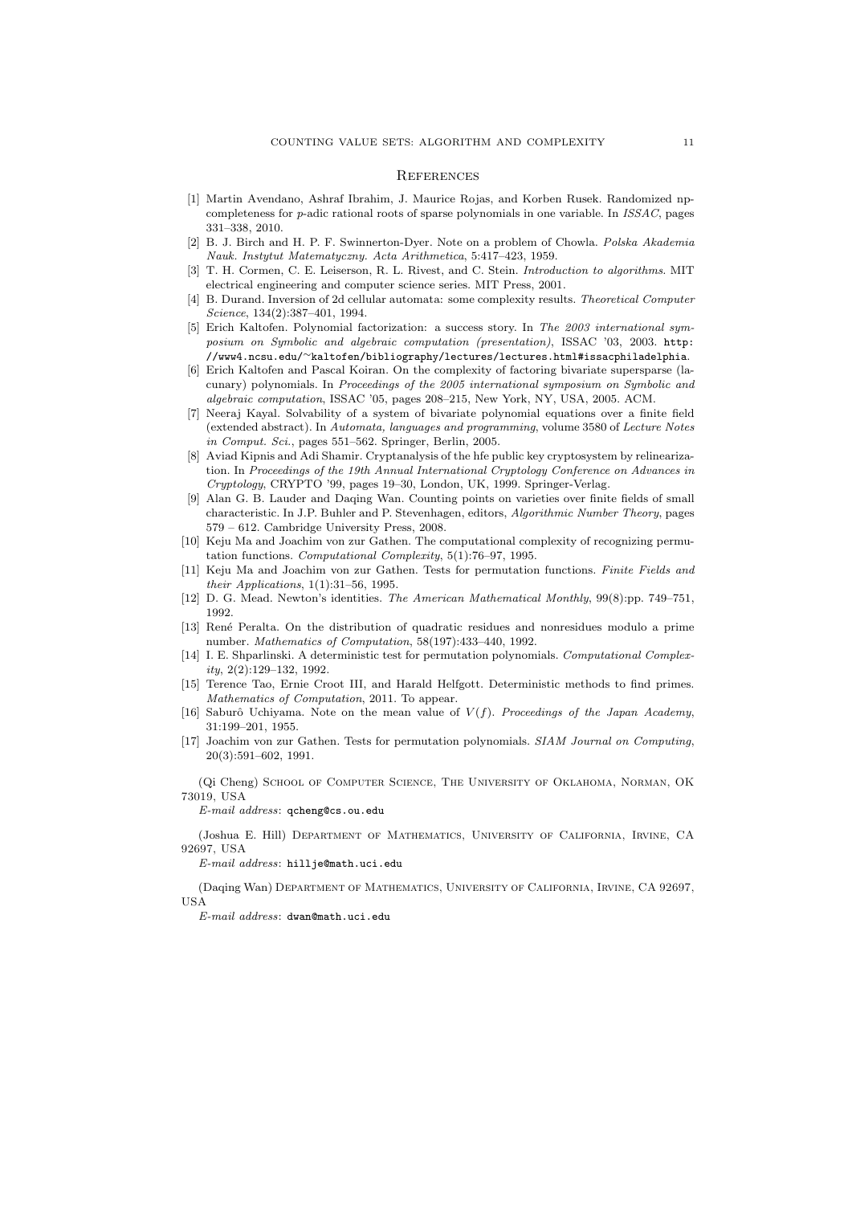## References

[1] Martin Avendano, Ashraf Ibrahim, J. Maurice Rojas, and Korben Rusek. Randomized np-completeness for $p$-adic rational roots of sparse polynomials in one variable. In *ISSAC*, pages 331–338, 2010.

[2] B. J. Birch and H. P. F. Swinnerton-Dyer. Note on a problem of Chowla. *Polska Akademia Nauk. Instytut Matematyczny. Acta Arithmetica*, 5:417–423, 1959.

[3] T. H. Cormen, C. E. Leiserson, R. L. Rivest, and C. Stein. *Introduction to algorithms*. MIT electrical engineering and computer science series. MIT Press, 2001.

[4] B. Durand. Inversion of 2d cellular automata: some complexity results. *Theoretical Computer Science*, 134(2):387–401, 1994.

[5] Erich Kaltofen. Polynomial factorization: a success story. In *The 2003 international symposium on Symbolic and algebraic computation (presentation)*, ISSAC '03, 2003. http://www4.ncsu.edu/~kaltofen/bibliography/lectures/lectures.html#issacphiladelphia.

[6] Erich Kaltofen and Pascal Koiran. On the complexity of factoring bivariate supersparse (lacunary) polynomials. In *Proceedings of the 2005 international symposium on Symbolic and algebraic computation*, ISSAC '05, pages 208–215, New York, NY, USA, 2005. ACM.

[7] Neeraj Kayal. Solvability of a system of bivariate polynomial equations over a finite field (extended abstract). In *Automata, languages and programming*, volume 3580 of *Lecture Notes in Comput. Sci.*, pages 551–562. Springer, Berlin, 2005.

[8] Aviad Kipnis and Adi Shamir. Cryptanalysis of the hfe public key cryptosystem by relinearization. In *Proceedings of the 19th Annual International Cryptology Conference on Advances in Cryptology*, CRYPTO '99, pages 19–30, London, UK, 1999. Springer-Verlag.

[9] Alan G. B. Lauder and Daqing Wan. Counting points on varieties over finite fields of small characteristic. In J.P. Buhler and P. Stevenhagen, editors, *Algorithmic Number Theory*, pages 579 – 612. Cambridge University Press, 2008.

[10] Keju Ma and Joachim von zur Gathen. The computational complexity of recognizing permutation functions. *Computational Complexity*, 5(1):76–97, 1995.

[11] Keju Ma and Joachim von zur Gathen. Tests for permutation functions. *Finite Fields and their Applications*, 1(1):31–56, 1995.

[12] D. G. Mead. Newton's identities. *The American Mathematical Monthly*, 99(8):pp. 749–751, 1992.

[13] René Peralta. On the distribution of quadratic residues and nonresidues modulo a prime number. *Mathematics of Computation*, 58(197):433–440, 1992.

[14] I. E. Shparlinski. A deterministic test for permutation polynomials. *Computational Complexity*, 2(2):129–132, 1992.

[15] Terence Tao, Ernie Croot III, and Harald Helfgott. Deterministic methods to find primes. *Mathematics of Computation*, 2011. To appear.

[16] Saburô Uchiyama. Note on the mean value of $V(f)$. *Proceedings of the Japan Academy*, 31:199–201, 1955.

[17] Joachim von zur Gathen. Tests for permutation polynomials. *SIAM Journal on Computing*, 20(3):591–602, 1991.

(Qi Cheng) School of Computer Science, The University of Oklahoma, Norman, OK 73019, USA

*E-mail address*: qcheng@cs.ou.edu

(Joshua E. Hill) Department of Mathematics, University of California, Irvine, CA 92697, USA

*E-mail address*: hillje@math.uci.edu

(Daqing Wan) Department of Mathematics, University of California, Irvine, CA 92697, USA

*E-mail address*: dwan@math.uci.edu